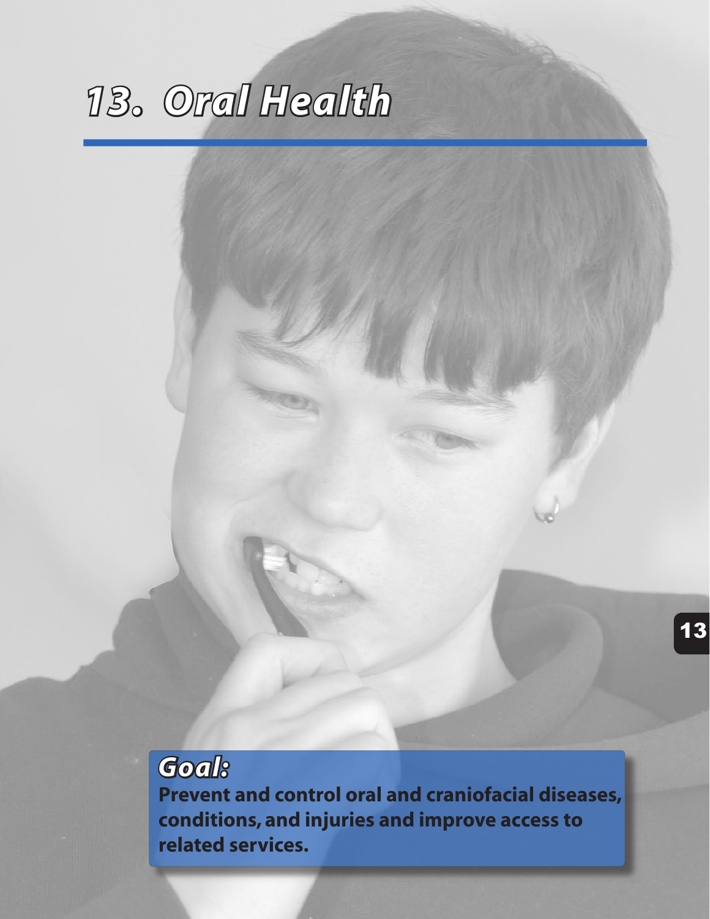# 13. Oral Health

***Goal:***

**Prevent and control oral and craniofacial diseases, conditions, and injuries and improve access to related services.**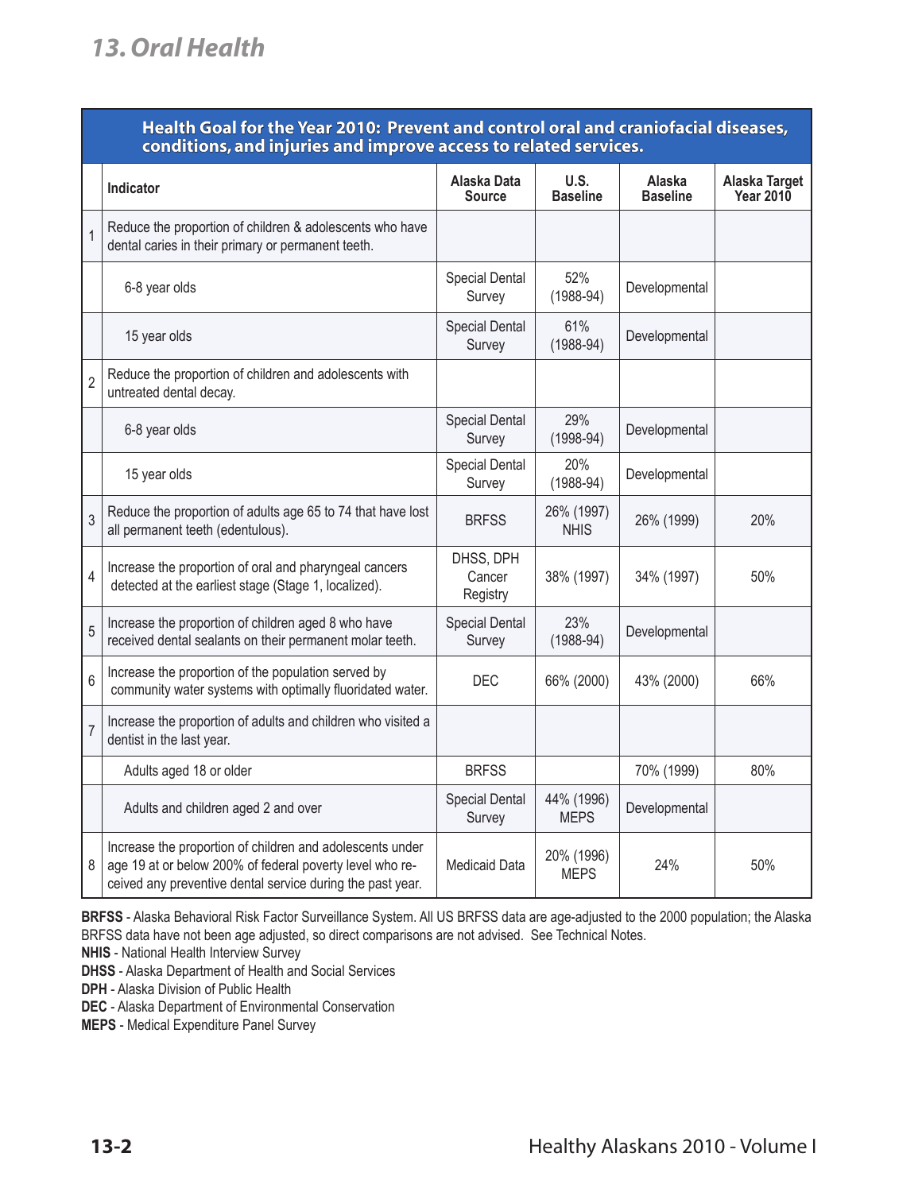# 13. Oral Health

| | **Health Goal for the Year 2010: Prevent and control oral and craniofacial diseases, conditions, and injuries and improve access to related services.** | | | | |
|---|---|---|---|---|---|
| | **Indicator** | **Alaska Data Source** | **U.S. Baseline** | **Alaska Baseline** | **Alaska Target Year 2010** |
| 1 | Reduce the proportion of children & adolescents who have dental caries in their primary or permanent teeth. | | | | |
| | 6-8 year olds | Special Dental Survey | 52% (1988-94) | Developmental | |
| | 15 year olds | Special Dental Survey | 61% (1988-94) | Developmental | |
| 2 | Reduce the proportion of children and adolescents with untreated dental decay. | | | | |
| | 6-8 year olds | Special Dental Survey | 29% (1998-94) | Developmental | |
| | 15 year olds | Special Dental Survey | 20% (1988-94) | Developmental | |
| 3 | Reduce the proportion of adults age 65 to 74 that have lost all permanent teeth (edentulous). | BRFSS | 26% (1997) NHIS | 26% (1999) | 20% |
| 4 | Increase the proportion of oral and pharyngeal cancers detected at the earliest stage (Stage 1, localized). | DHSS, DPH Cancer Registry | 38% (1997) | 34% (1997) | 50% |
| 5 | Increase the proportion of children aged 8 who have received dental sealants on their permanent molar teeth. | Special Dental Survey | 23% (1988-94) | Developmental | |
| 6 | Increase the proportion of the population served by community water systems with optimally fluoridated water. | DEC | 66% (2000) | 43% (2000) | 66% |
| 7 | Increase the proportion of adults and children who visited a dentist in the last year. | | | | |
| | Adults aged 18 or older | BRFSS | | 70% (1999) | 80% |
| | Adults and children aged 2 and over | Special Dental Survey | 44% (1996) MEPS | Developmental | |
| 8 | Increase the proportion of children and adolescents under age 19 at or below 200% of federal poverty level who received any preventive dental service during the past year. | Medicaid Data | 20% (1996) MEPS | 24% | 50% |

**BRFSS** - Alaska Behavioral Risk Factor Surveillance System. All US BRFSS data are age-adjusted to the 2000 population; the Alaska BRFSS data have not been age adjusted, so direct comparisons are not advised. See Technical Notes.

**NHIS** - National Health Interview Survey

**DHSS** - Alaska Department of Health and Social Services

**DPH** - Alaska Division of Public Health

**DEC** - Alaska Department of Environmental Conservation

**MEPS** - Medical Expenditure Panel Survey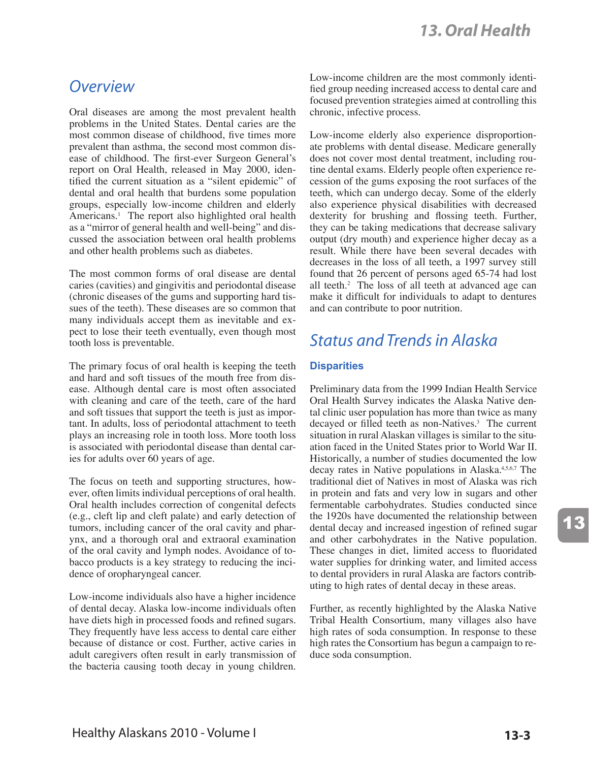# 13. Oral Health

## Overview

Oral diseases are among the most prevalent health problems in the United States. Dental caries are the most common disease of childhood, five times more prevalent than asthma, the second most common disease of childhood. The first-ever Surgeon General's report on Oral Health, released in May 2000, identified the current situation as a "silent epidemic" of dental and oral health that burdens some population groups, especially low-income children and elderly Americans.[1] The report also highlighted oral health as a "mirror of general health and well-being" and discussed the association between oral health problems and other health problems such as diabetes.

The most common forms of oral disease are dental caries (cavities) and gingivitis and periodontal disease (chronic diseases of the gums and supporting hard tissues of the teeth). These diseases are so common that many individuals accept them as inevitable and expect to lose their teeth eventually, even though most tooth loss is preventable.

The primary focus of oral health is keeping the teeth and hard and soft tissues of the mouth free from disease. Although dental care is most often associated with cleaning and care of the teeth, care of the hard and soft tissues that support the teeth is just as important. In adults, loss of periodontal attachment to teeth plays an increasing role in tooth loss. More tooth loss is associated with periodontal disease than dental caries for adults over 60 years of age.

The focus on teeth and supporting structures, however, often limits individual perceptions of oral health. Oral health includes correction of congenital defects (e.g., cleft lip and cleft palate) and early detection of tumors, including cancer of the oral cavity and pharynx, and a thorough oral and extraoral examination of the oral cavity and lymph nodes. Avoidance of tobacco products is a key strategy to reducing the incidence of oropharyngeal cancer.

Low-income individuals also have a higher incidence of dental decay. Alaska low-income individuals often have diets high in processed foods and refined sugars. They frequently have less access to dental care either because of distance or cost. Further, active caries in adult caregivers often result in early transmission of the bacteria causing tooth decay in young children. Low-income children are the most commonly identified group needing increased access to dental care and focused prevention strategies aimed at controlling this chronic, infective process.

Low-income elderly also experience disproportionate problems with dental disease. Medicare generally does not cover most dental treatment, including routine dental exams. Elderly people often experience recession of the gums exposing the root surfaces of the teeth, which can undergo decay. Some of the elderly also experience physical disabilities with decreased dexterity for brushing and flossing teeth. Further, they can be taking medications that decrease salivary output (dry mouth) and experience higher decay as a result. While there have been several decades with decreases in the loss of all teeth, a 1997 survey still found that 26 percent of persons aged 65-74 had lost all teeth.[2] The loss of all teeth at advanced age can make it difficult for individuals to adapt to dentures and can contribute to poor nutrition.

## Status and Trends in Alaska

### Disparities

Preliminary data from the 1999 Indian Health Service Oral Health Survey indicates the Alaska Native dental clinic user population has more than twice as many decayed or filled teeth as non-Natives.[3] The current situation in rural Alaskan villages is similar to the situation faced in the United States prior to World War II. Historically, a number of studies documented the low decay rates in Native populations in Alaska.[4,5,6,7] The traditional diet of Natives in most of Alaska was rich in protein and fats and very low in sugars and other fermentable carbohydrates. Studies conducted since the 1920s have documented the relationship between dental decay and increased ingestion of refined sugar and other carbohydrates in the Native population. These changes in diet, limited access to fluoridated water supplies for drinking water, and limited access to dental providers in rural Alaska are factors contributing to high rates of dental decay in these areas.

Further, as recently highlighted by the Alaska Native Tribal Health Consortium, many villages also have high rates of soda consumption. In response to these high rates the Consortium has begun a campaign to reduce soda consumption.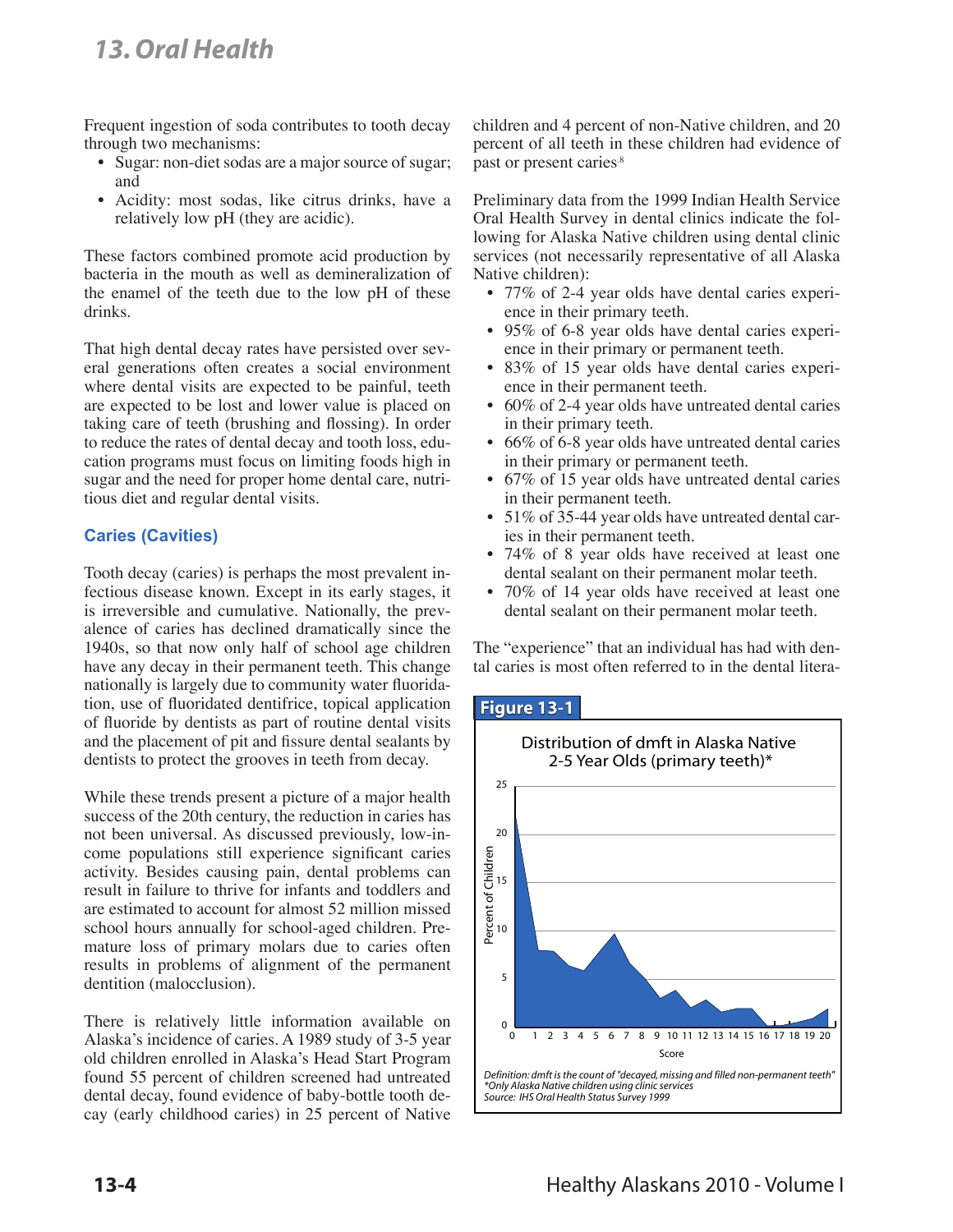Frequent ingestion of soda contributes to tooth decay through two mechanisms:

- Sugar: non-diet sodas are a major source of sugar; and
- Acidity: most sodas, like citrus drinks, have a relatively low pH (they are acidic).

These factors combined promote acid production by bacteria in the mouth as well as demineralization of the enamel of the teeth due to the low pH of these drinks.

That high dental decay rates have persisted over several generations often creates a social environment where dental visits are expected to be painful, teeth are expected to be lost and lower value is placed on taking care of teeth (brushing and flossing). In order to reduce the rates of dental decay and tooth loss, education programs must focus on limiting foods high in sugar and the need for proper home dental care, nutritious diet and regular dental visits.

### Caries (Cavities)

Tooth decay (caries) is perhaps the most prevalent infectious disease known. Except in its early stages, it is irreversible and cumulative. Nationally, the prevalence of caries has declined dramatically since the 1940s, so that now only half of school age children have any decay in their permanent teeth. This change nationally is largely due to community water fluoridation, use of fluoridated dentifrice, topical application of fluoride by dentists as part of routine dental visits and the placement of pit and fissure dental sealants by dentists to protect the grooves in teeth from decay.

While these trends present a picture of a major health success of the 20th century, the reduction in caries has not been universal. As discussed previously, low-income populations still experience significant caries activity. Besides causing pain, dental problems can result in failure to thrive for infants and toddlers and are estimated to account for almost 52 million missed school hours annually for school-aged children. Premature loss of primary molars due to caries often results in problems of alignment of the permanent dentition (malocclusion).

There is relatively little information available on Alaska's incidence of caries. A 1989 study of 3-5 year old children enrolled in Alaska's Head Start Program found 55 percent of children screened had untreated dental decay, found evidence of baby-bottle tooth decay (early childhood caries) in 25 percent of Native children and 4 percent of non-Native children, and 20 percent of all teeth in these children had evidence of past or present caries.[8]

Preliminary data from the 1999 Indian Health Service Oral Health Survey in dental clinics indicate the following for Alaska Native children using dental clinic services (not necessarily representative of all Alaska Native children):

- 77% of 2-4 year olds have dental caries experience in their primary teeth.
- 95% of 6-8 year olds have dental caries experience in their primary or permanent teeth.
- 83% of 15 year olds have dental caries experience in their permanent teeth.
- 60% of 2-4 year olds have untreated dental caries in their primary teeth.
- 66% of 6-8 year olds have untreated dental caries in their primary or permanent teeth.
- 67% of 15 year olds have untreated dental caries in their permanent teeth.
- 51% of 35-44 year olds have untreated dental caries in their permanent teeth.
- 74% of 8 year olds have received at least one dental sealant on their permanent molar teeth.
- 70% of 14 year olds have received at least one dental sealant on their permanent molar teeth.

The "experience" that an individual has had with dental caries is most often referred to in the dental litera-

**Figure 13-1**

Distribution of dmft in Alaska Native 2-5 Year Olds (primary teeth)*

*Definition: dmft is the count of "decayed, missing and filled non-permanent teeth"*
*\*Only Alaska Native children using clinic services*
*Source: IHS Oral Health Status Survey 1999*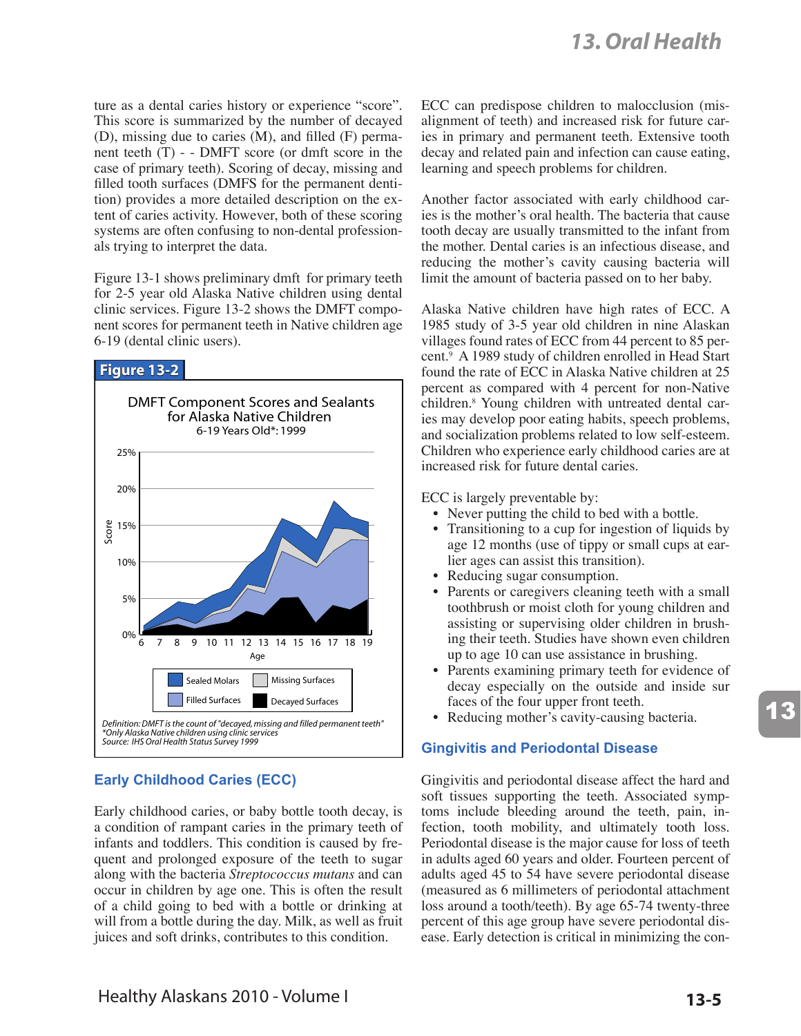ture as a dental caries history or experience "score". This score is summarized by the number of decayed (D), missing due to caries (M), and filled (F) permanent teeth (T) - - DMFT score (or dmft score in the case of primary teeth). Scoring of decay, missing and filled tooth surfaces (DMFS for the permanent dentition) provides a more detailed description on the extent of caries activity. However, both of these scoring systems are often confusing to non-dental professionals trying to interpret the data.

Figure 13-1 shows preliminary dmft for primary teeth for 2-5 year old Alaska Native children using dental clinic services. Figure 13-2 shows the DMFT component scores for permanent teeth in Native children age 6-19 (dental clinic users).

**Figure 13-2**

DMFT Component Scores and Sealants for Alaska Native Children

6-19 Years Old*: 1999

Legend: Sealed Molars, Missing Surfaces, Filled Surfaces, Decayed Surfaces

*Definition: DMFT is the count of "decayed, missing and filled permanent teeth"*
*\*Only Alaska Native children using clinic services*
*Source: IHS Oral Health Status Survey 1999*

## Early Childhood Caries (ECC)

Early childhood caries, or baby bottle tooth decay, is a condition of rampant caries in the primary teeth of infants and toddlers. This condition is caused by frequent and prolonged exposure of the teeth to sugar along with the bacteria *Streptococcus mutans* and can occur in children by age one. This is often the result of a child going to bed with a bottle or drinking at will from a bottle during the day. Milk, as well as fruit juices and soft drinks, contributes to this condition.

ECC can predispose children to malocclusion (misalignment of teeth) and increased risk for future caries in primary and permanent teeth. Extensive tooth decay and related pain and infection can cause eating, learning and speech problems for children.

Another factor associated with early childhood caries is the mother's oral health. The bacteria that cause tooth decay are usually transmitted to the infant from the mother. Dental caries is an infectious disease, and reducing the mother's cavity causing bacteria will limit the amount of bacteria passed on to her baby.

Alaska Native children have high rates of ECC. A 1985 study of 3-5 year old children in nine Alaskan villages found rates of ECC from 44 percent to 85 percent.[9] A 1989 study of children enrolled in Head Start found the rate of ECC in Alaska Native children at 25 percent as compared with 4 percent for non-Native children.[8] Young children with untreated dental caries may develop poor eating habits, speech problems, and socialization problems related to low self-esteem. Children who experience early childhood caries are at increased risk for future dental caries.

ECC is largely preventable by:

- Never putting the child to bed with a bottle.
- Transitioning to a cup for ingestion of liquids by age 12 months (use of tippy or small cups at earlier ages can assist this transition).
- Reducing sugar consumption.
- Parents or caregivers cleaning teeth with a small toothbrush or moist cloth for young children and assisting or supervising older children in brushing their teeth. Studies have shown even children up to age 10 can use assistance in brushing.
- Parents examining primary teeth for evidence of decay especially on the outside and inside surfaces of the four upper front teeth.
- Reducing mother's cavity-causing bacteria.

## Gingivitis and Periodontal Disease

Gingivitis and periodontal disease affect the hard and soft tissues supporting the teeth. Associated symptoms include bleeding around the teeth, pain, infection, tooth mobility, and ultimately tooth loss. Periodontal disease is the major cause for loss of teeth in adults aged 60 years and older. Fourteen percent of adults aged 45 to 54 have severe periodontal disease (measured as 6 millimeters of periodontal attachment loss around a tooth/teeth). By age 65-74 twenty-three percent of this age group have severe periodontal disease. Early detection is critical in minimizing the con-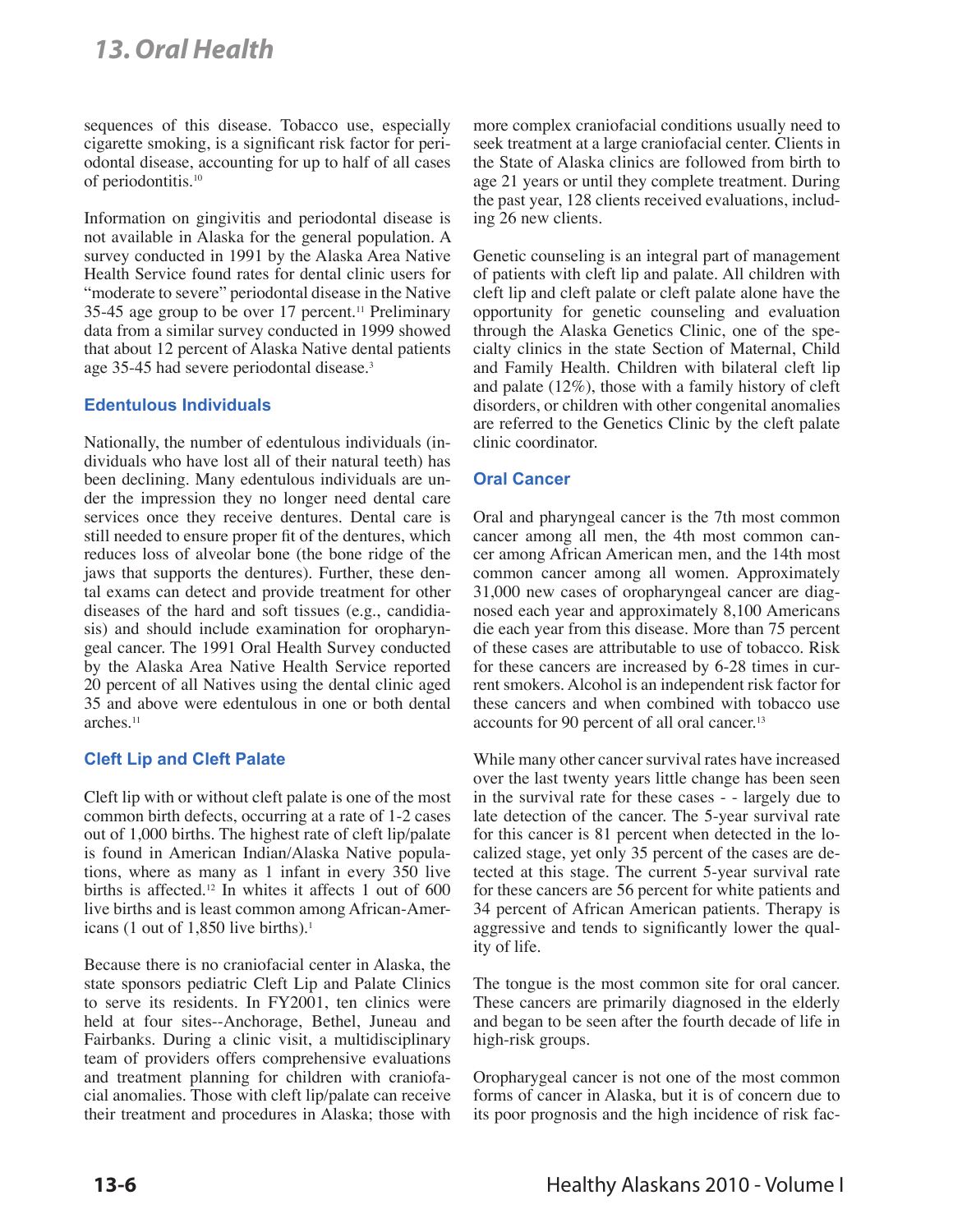sequences of this disease. Tobacco use, especially cigarette smoking, is a significant risk factor for periodontal disease, accounting for up to half of all cases of periodontitis.[10]

Information on gingivitis and periodontal disease is not available in Alaska for the general population. A survey conducted in 1991 by the Alaska Area Native Health Service found rates for dental clinic users for "moderate to severe" periodontal disease in the Native 35-45 age group to be over 17 percent.[11] Preliminary data from a similar survey conducted in 1999 showed that about 12 percent of Alaska Native dental patients age 35-45 had severe periodontal disease.[3]

### Edentulous Individuals

Nationally, the number of edentulous individuals (individuals who have lost all of their natural teeth) has been declining. Many edentulous individuals are under the impression they no longer need dental care services once they receive dentures. Dental care is still needed to ensure proper fit of the dentures, which reduces loss of alveolar bone (the bone ridge of the jaws that supports the dentures). Further, these dental exams can detect and provide treatment for other diseases of the hard and soft tissues (e.g., candidiasis) and should include examination for oropharyngeal cancer. The 1991 Oral Health Survey conducted by the Alaska Area Native Health Service reported 20 percent of all Natives using the dental clinic aged 35 and above were edentulous in one or both dental arches.[11]

### Cleft Lip and Cleft Palate

Cleft lip with or without cleft palate is one of the most common birth defects, occurring at a rate of 1-2 cases out of 1,000 births. The highest rate of cleft lip/palate is found in American Indian/Alaska Native populations, where as many as 1 infant in every 350 live births is affected.[12] In whites it affects 1 out of 600 live births and is least common among African-Americans (1 out of 1,850 live births).[1]

Because there is no craniofacial center in Alaska, the state sponsors pediatric Cleft Lip and Palate Clinics to serve its residents. In FY2001, ten clinics were held at four sites--Anchorage, Bethel, Juneau and Fairbanks. During a clinic visit, a multidisciplinary team of providers offers comprehensive evaluations and treatment planning for children with craniofacial anomalies. Those with cleft lip/palate can receive their treatment and procedures in Alaska; those with more complex craniofacial conditions usually need to seek treatment at a large craniofacial center. Clients in the State of Alaska clinics are followed from birth to age 21 years or until they complete treatment. During the past year, 128 clients received evaluations, including 26 new clients.

Genetic counseling is an integral part of management of patients with cleft lip and palate. All children with cleft lip and cleft palate or cleft palate alone have the opportunity for genetic counseling and evaluation through the Alaska Genetics Clinic, one of the specialty clinics in the state Section of Maternal, Child and Family Health. Children with bilateral cleft lip and palate (12%), those with a family history of cleft disorders, or children with other congenital anomalies are referred to the Genetics Clinic by the cleft palate clinic coordinator.

### Oral Cancer

Oral and pharyngeal cancer is the 7th most common cancer among all men, the 4th most common cancer among African American men, and the 14th most common cancer among all women. Approximately 31,000 new cases of oropharyngeal cancer are diagnosed each year and approximately 8,100 Americans die each year from this disease. More than 75 percent of these cases are attributable to use of tobacco. Risk for these cancers are increased by 6-28 times in current smokers. Alcohol is an independent risk factor for these cancers and when combined with tobacco use accounts for 90 percent of all oral cancer.[13]

While many other cancer survival rates have increased over the last twenty years little change has been seen in the survival rate for these cases - - largely due to late detection of the cancer. The 5-year survival rate for this cancer is 81 percent when detected in the localized stage, yet only 35 percent of the cases are detected at this stage. The current 5-year survival rate for these cancers are 56 percent for white patients and 34 percent of African American patients. Therapy is aggressive and tends to significantly lower the quality of life.

The tongue is the most common site for oral cancer. These cancers are primarily diagnosed in the elderly and began to be seen after the fourth decade of life in high-risk groups.

Oropharygeal cancer is not one of the most common forms of cancer in Alaska, but it is of concern due to its poor prognosis and the high incidence of risk fac-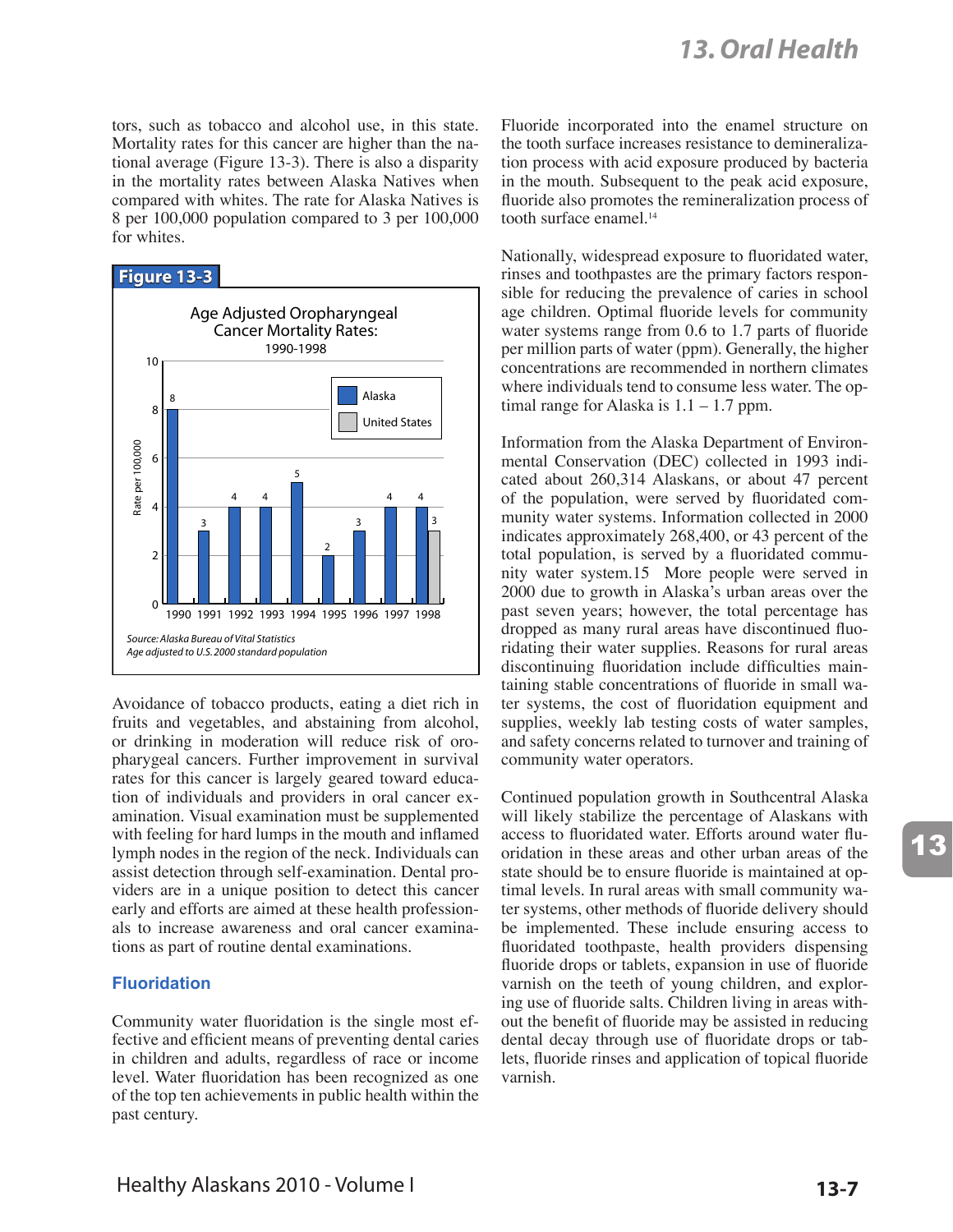tors, such as tobacco and alcohol use, in this state. Mortality rates for this cancer are higher than the national average (Figure 13-3). There is also a disparity in the mortality rates between Alaska Natives when compared with whites. The rate for Alaska Natives is 8 per 100,000 population compared to 3 per 100,000 for whites.

**Figure 13-3**

Age Adjusted Oropharyngeal Cancer Mortality Rates: 1990-1998

| Year | Alaska | United States |
|---|---|---|
| 1990 | 8 | |
| 1991 | 3 | |
| 1992 | 4 | |
| 1993 | 4 | |
| 1994 | 5 | |
| 1995 | 2 | |
| 1996 | 3 | |
| 1997 | 4 | |
| 1998 | 4 | 3 |

*Source: Alaska Bureau of Vital Statistics*
*Age adjusted to U.S. 2000 standard population*

Avoidance of tobacco products, eating a diet rich in fruits and vegetables, and abstaining from alcohol, or drinking in moderation will reduce risk of oropharyngeal cancers. Further improvement in survival rates for this cancer is largely geared toward education of individuals and providers in oral cancer examination. Visual examination must be supplemented with feeling for hard lumps in the mouth and inflamed lymph nodes in the region of the neck. Individuals can assist detection through self-examination. Dental providers are in a unique position to detect this cancer early and efforts are aimed at these health professionals to increase awareness and oral cancer examinations as part of routine dental examinations.

### Fluoridation

Community water fluoridation is the single most effective and efficient means of preventing dental caries in children and adults, regardless of race or income level. Water fluoridation has been recognized as one of the top ten achievements in public health within the past century.

Fluoride incorporated into the enamel structure on the tooth surface increases resistance to demineralization process with acid exposure produced by bacteria in the mouth. Subsequent to the peak acid exposure, fluoride also promotes the remineralization process of tooth surface enamel.[14]

Nationally, widespread exposure to fluoridated water, rinses and toothpastes are the primary factors responsible for reducing the prevalence of caries in school age children. Optimal fluoride levels for community water systems range from 0.6 to 1.7 parts of fluoride per million parts of water (ppm). Generally, the higher concentrations are recommended in northern climates where individuals tend to consume less water. The optimal range for Alaska is 1.1 – 1.7 ppm.

Information from the Alaska Department of Environmental Conservation (DEC) collected in 1993 indicated about 260,314 Alaskans, or about 47 percent of the population, were served by fluoridated community water systems. Information collected in 2000 indicates approximately 268,400, or 43 percent of the total population, is served by a fluoridated community water system.15 More people were served in 2000 due to growth in Alaska's urban areas over the past seven years; however, the total percentage has dropped as many rural areas have discontinued fluoridating their water supplies. Reasons for rural areas discontinuing fluoridation include difficulties maintaining stable concentrations of fluoride in small water systems, the cost of fluoridation equipment and supplies, weekly lab testing costs of water samples, and safety concerns related to turnover and training of community water operators.

Continued population growth in Southcentral Alaska will likely stabilize the percentage of Alaskans with access to fluoridated water. Efforts around water fluoridation in these areas and other urban areas of the state should be to ensure fluoride is maintained at optimal levels. In rural areas with small community water systems, other methods of fluoride delivery should be implemented. These include ensuring access to fluoridated toothpaste, health providers dispensing fluoride drops or tablets, expansion in use of fluoride varnish on the teeth of young children, and exploring use of fluoride salts. Children living in areas without the benefit of fluoride may be assisted in reducing dental decay through use of fluoridated drops or tablets, fluoride rinses and application of topical fluoride varnish.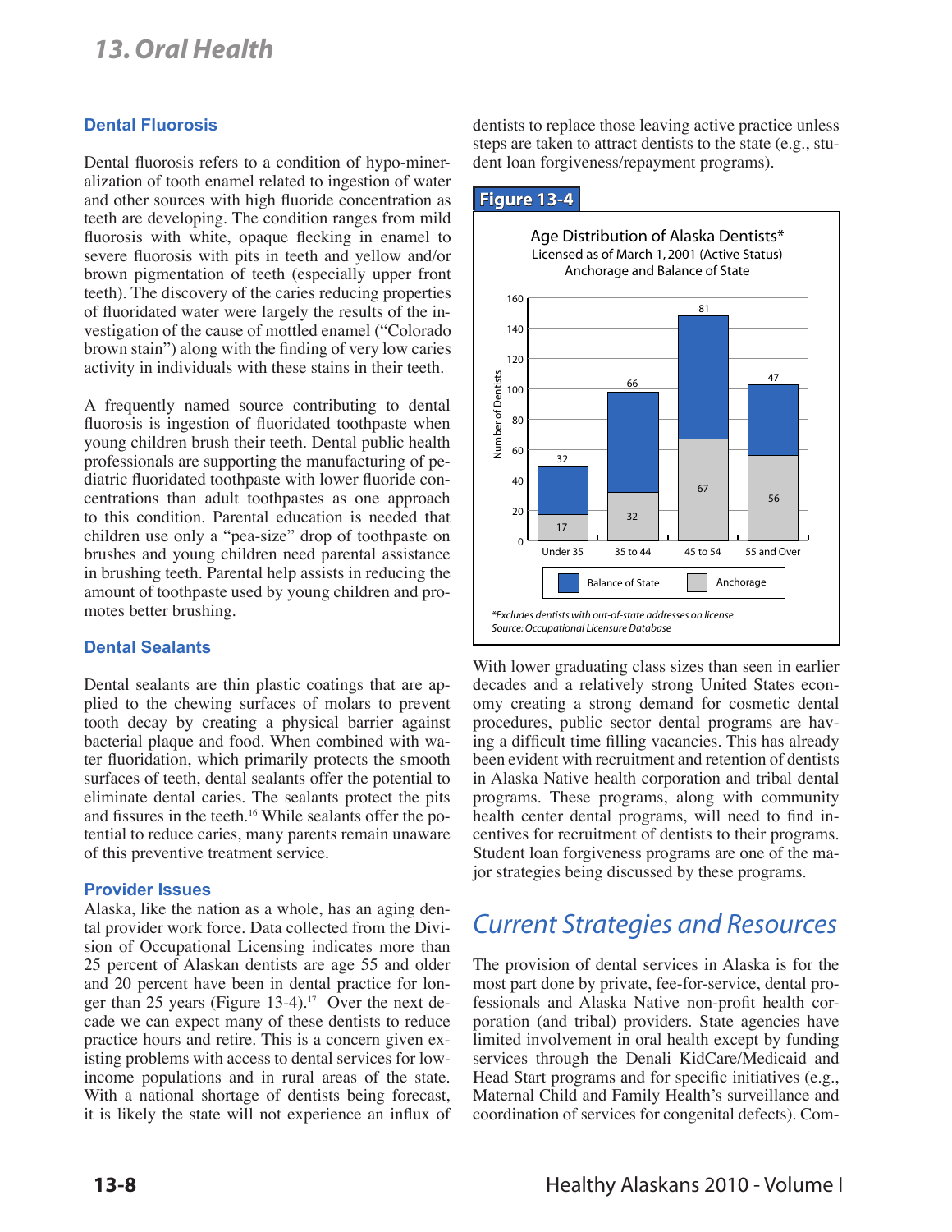## Dental Fluorosis

Dental fluorosis refers to a condition of hypo-mineralization of tooth enamel related to ingestion of water and other sources with high fluoride concentration as teeth are developing. The condition ranges from mild fluorosis with white, opaque flecking in enamel to severe fluorosis with pits in teeth and yellow and/or brown pigmentation of teeth (especially upper front teeth). The discovery of the caries reducing properties of fluoridated water were largely the results of the investigation of the cause of mottled enamel ("Colorado brown stain") along with the finding of very low caries activity in individuals with these stains in their teeth.

A frequently named source contributing to dental fluorosis is ingestion of fluoridated toothpaste when young children brush their teeth. Dental public health professionals are supporting the manufacturing of pediatric fluoridated toothpaste with lower fluoride concentrations than adult toothpastes as one approach to this condition. Parental education is needed that children use only a "pea-size" drop of toothpaste on brushes and young children need parental assistance in brushing teeth. Parental help assists in reducing the amount of toothpaste used by young children and promotes better brushing.

## Dental Sealants

Dental sealants are thin plastic coatings that are applied to the chewing surfaces of molars to prevent tooth decay by creating a physical barrier against bacterial plaque and food. When combined with water fluoridation, which primarily protects the smooth surfaces of teeth, dental sealants offer the potential to eliminate dental caries. The sealants protect the pits and fissures in the teeth.[16] While sealants offer the potential to reduce caries, many parents remain unaware of this preventive treatment service.

## Provider Issues

Alaska, like the nation as a whole, has an aging dental provider work force. Data collected from the Division of Occupational Licensing indicates more than 25 percent of Alaskan dentists are age 55 and older and 20 percent have been in dental practice for longer than 25 years (Figure 13-4).[17] Over the next decade we can expect many of these dentists to reduce practice hours and retire. This is a concern given existing problems with access to dental services for low-income populations and in rural areas of the state. With a national shortage of dentists being forecast, it is likely the state will not experience an influx of dentists to replace those leaving active practice unless steps are taken to attract dentists to the state (e.g., student loan forgiveness/repayment programs).

**Figure 13-4**

Age Distribution of Alaska Dentists*
Licensed as of March 1, 2001 (Active Status)
Anchorage and Balance of State

| Age | Anchorage | Balance of State |
|---|---|---|
| Under 35 | 17 | 32 |
| 35 to 44 | 32 | 66 |
| 45 to 54 | 67 | 81 |
| 55 and Over | 56 | 47 |

*\*Excludes dentists with out-of-state addresses on license*
*Source: Occupational Licensure Database*

With lower graduating class sizes than seen in earlier decades and a relatively strong United States economy creating a strong demand for cosmetic dental procedures, public sector dental programs are having a difficult time filling vacancies. This has already been evident with recruitment and retention of dentists in Alaska Native health corporation and tribal dental programs. These programs, along with community health center dental programs, will need to find incentives for recruitment of dentists to their programs. Student loan forgiveness programs are one of the major strategies being discussed by these programs.

# Current Strategies and Resources

The provision of dental services in Alaska is for the most part done by private, fee-for-service, dental professionals and Alaska Native non-profit health corporation (and tribal) providers. State agencies have limited involvement in oral health except by funding services through the Denali KidCare/Medicaid and Head Start programs and for specific initiatives (e.g., Maternal Child and Family Health's surveillance and coordination of services for congenital defects). Com-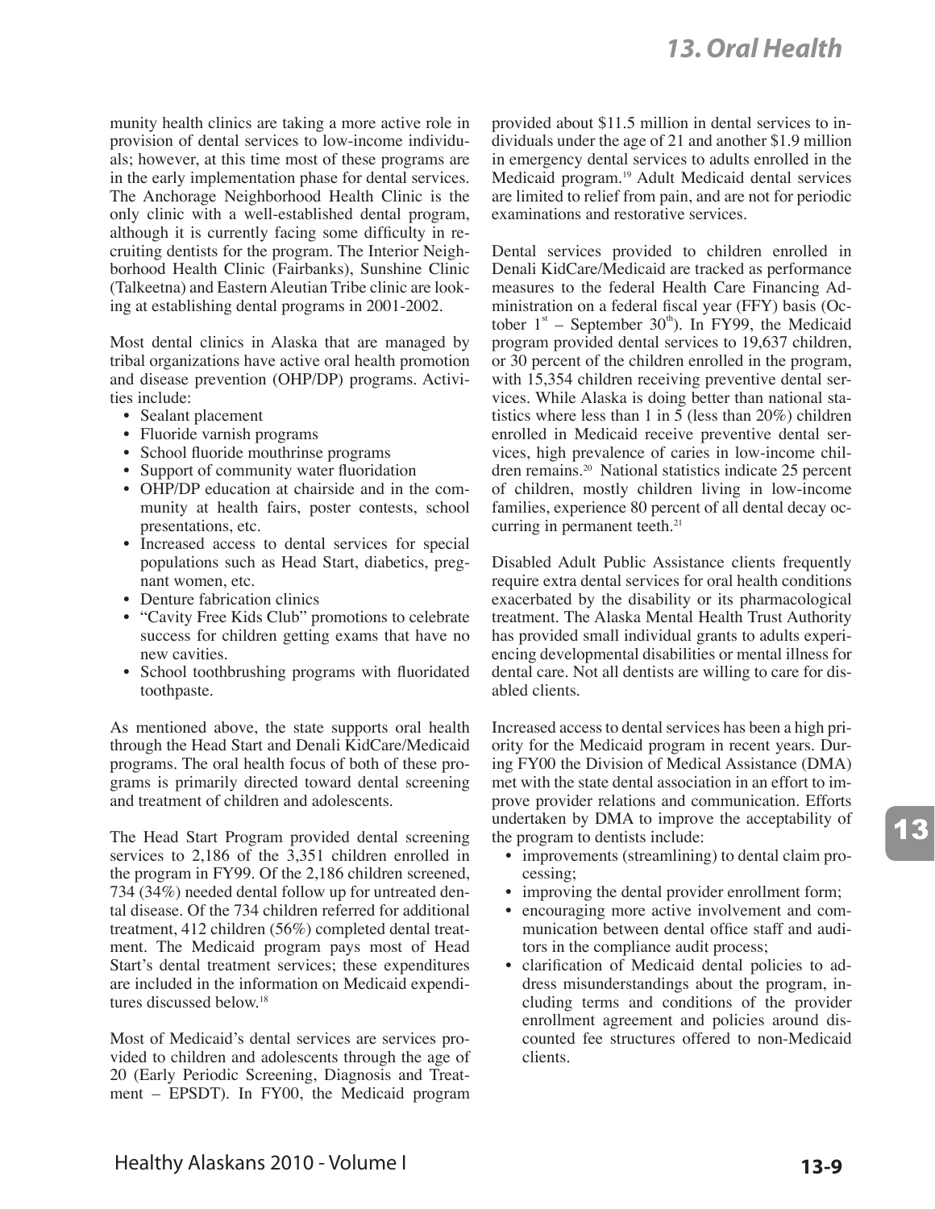munity health clinics are taking a more active role in provision of dental services to low-income individuals; however, at this time most of these programs are in the early implementation phase for dental services. The Anchorage Neighborhood Health Clinic is the only clinic with a well-established dental program, although it is currently facing some difficulty in recruiting dentists for the program. The Interior Neighborhood Health Clinic (Fairbanks), Sunshine Clinic (Talkeetna) and Eastern Aleutian Tribe clinic are looking at establishing dental programs in 2001-2002.

Most dental clinics in Alaska that are managed by tribal organizations have active oral health promotion and disease prevention (OHP/DP) programs. Activities include:

- Sealant placement
- Fluoride varnish programs
- School fluoride mouthrinse programs
- Support of community water fluoridation
- OHP/DP education at chairside and in the community at health fairs, poster contests, school presentations, etc.
- Increased access to dental services for special populations such as Head Start, diabetics, pregnant women, etc.
- Denture fabrication clinics
- "Cavity Free Kids Club" promotions to celebrate success for children getting exams that have no new cavities.
- School toothbrushing programs with fluoridated toothpaste.

As mentioned above, the state supports oral health through the Head Start and Denali KidCare/Medicaid programs. The oral health focus of both of these programs is primarily directed toward dental screening and treatment of children and adolescents.

The Head Start Program provided dental screening services to 2,186 of the 3,351 children enrolled in the program in FY99. Of the 2,186 children screened, 734 (34%) needed dental follow up for untreated dental disease. Of the 734 children referred for additional treatment, 412 children (56%) completed dental treatment. The Medicaid program pays most of Head Start's dental treatment services; these expenditures are included in the information on Medicaid expenditures discussed below.[18]

Most of Medicaid's dental services are services provided to children and adolescents through the age of 20 (Early Periodic Screening, Diagnosis and Treatment – EPSDT). In FY00, the Medicaid program provided about \$11.5 million in dental services to individuals under the age of 21 and another \$1.9 million in emergency dental services to adults enrolled in the Medicaid program.[19] Adult Medicaid dental services are limited to relief from pain, and are not for periodic examinations and restorative services.

Dental services provided to children enrolled in Denali KidCare/Medicaid are tracked as performance measures to the federal Health Care Financing Administration on a federal fiscal year (FFY) basis (October 1st – September 30th). In FY99, the Medicaid program provided dental services to 19,637 children, or 30 percent of the children enrolled in the program, with 15,354 children receiving preventive dental services. While Alaska is doing better than national statistics where less than 1 in 5 (less than 20%) children enrolled in Medicaid receive preventive dental services, high prevalence of caries in low-income children remains.[20] National statistics indicate 25 percent of children, mostly children living in low-income families, experience 80 percent of all dental decay occurring in permanent teeth.[21]

Disabled Adult Public Assistance clients frequently require extra dental services for oral health conditions exacerbated by the disability or its pharmacological treatment. The Alaska Mental Health Trust Authority has provided small individual grants to adults experiencing developmental disabilities or mental illness for dental care. Not all dentists are willing to care for disabled clients.

Increased access to dental services has been a high priority for the Medicaid program in recent years. During FY00 the Division of Medical Assistance (DMA) met with the state dental association in an effort to improve provider relations and communication. Efforts undertaken by DMA to improve the acceptability of the program to dentists include:

- improvements (streamlining) to dental claim processing;
- improving the dental provider enrollment form;
- encouraging more active involvement and communication between dental office staff and auditors in the compliance audit process;
- clarification of Medicaid dental policies to address misunderstandings about the program, including terms and conditions of the provider enrollment agreement and policies around discounted fee structures offered to non-Medicaid clients.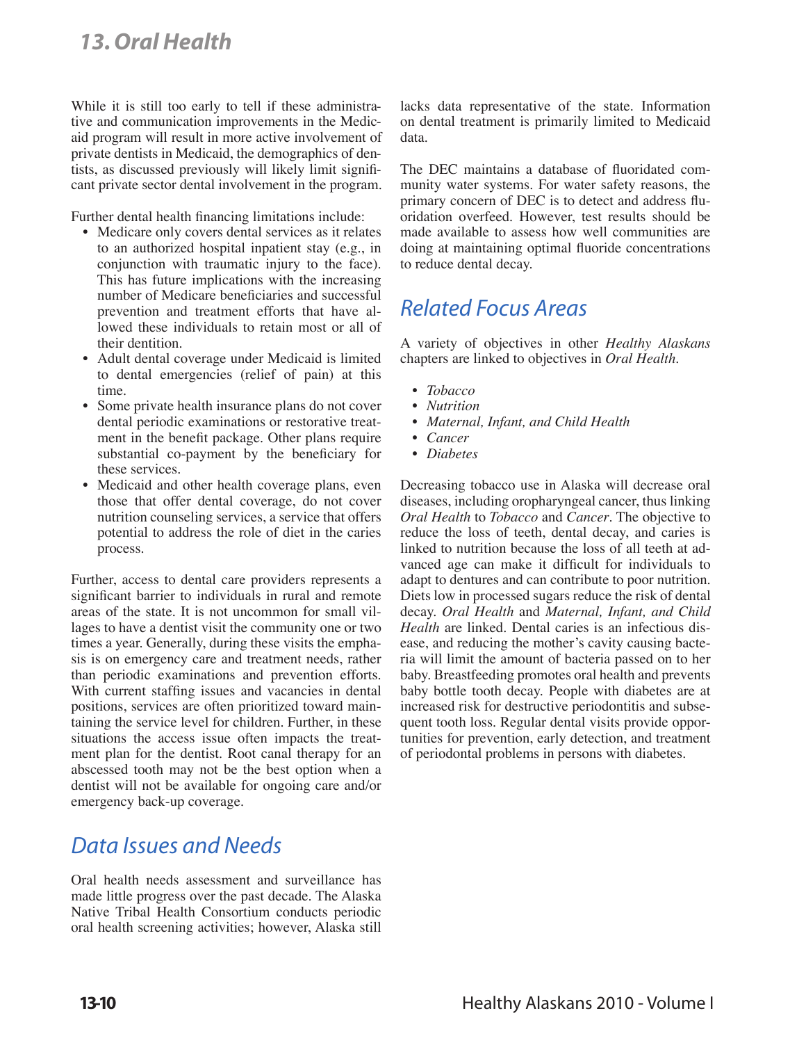While it is still too early to tell if these administrative and communication improvements in the Medicaid program will result in more active involvement of private dentists in Medicaid, the demographics of dentists, as discussed previously will likely limit significant private sector dental involvement in the program.

Further dental health financing limitations include:

- Medicare only covers dental services as it relates to an authorized hospital inpatient stay (e.g., in conjunction with traumatic injury to the face). This has future implications with the increasing number of Medicare beneficiaries and successful prevention and treatment efforts that have allowed these individuals to retain most or all of their dentition.
- Adult dental coverage under Medicaid is limited to dental emergencies (relief of pain) at this time.
- Some private health insurance plans do not cover dental periodic examinations or restorative treatment in the benefit package. Other plans require substantial co-payment by the beneficiary for these services.
- Medicaid and other health coverage plans, even those that offer dental coverage, do not cover nutrition counseling services, a service that offers potential to address the role of diet in the caries process.

Further, access to dental care providers represents a significant barrier to individuals in rural and remote areas of the state. It is not uncommon for small villages to have a dentist visit the community one or two times a year. Generally, during these visits the emphasis is on emergency care and treatment needs, rather than periodic examinations and prevention efforts. With current staffing issues and vacancies in dental positions, services are often prioritized toward maintaining the service level for children. Further, in these situations the access issue often impacts the treatment plan for the dentist. Root canal therapy for an abscessed tooth may not be the best option when a dentist will not be available for ongoing care and/or emergency back-up coverage.

## Data Issues and Needs

Oral health needs assessment and surveillance has made little progress over the past decade. The Alaska Native Tribal Health Consortium conducts periodic oral health screening activities; however, Alaska still lacks data representative of the state. Information on dental treatment is primarily limited to Medicaid data.

The DEC maintains a database of fluoridated community water systems. For water safety reasons, the primary concern of DEC is to detect and address fluoridation overfeed. However, test results should be made available to assess how well communities are doing at maintaining optimal fluoride concentrations to reduce dental decay.

## Related Focus Areas

A variety of objectives in other *Healthy Alaskans* chapters are linked to objectives in *Oral Health*.

- *Tobacco*
- *Nutrition*
- *Maternal, Infant, and Child Health*
- *Cancer*
- *Diabetes*

Decreasing tobacco use in Alaska will decrease oral diseases, including oropharyngeal cancer, thus linking *Oral Health* to *Tobacco* and *Cancer*. The objective to reduce the loss of teeth, dental decay, and caries is linked to nutrition because the loss of all teeth at advanced age can make it difficult for individuals to adapt to dentures and can contribute to poor nutrition. Diets low in processed sugars reduce the risk of dental decay. *Oral Health* and *Maternal, Infant, and Child Health* are linked. Dental caries is an infectious disease, and reducing the mother's cavity causing bacteria will limit the amount of bacteria passed on to her baby. Breastfeeding promotes oral health and prevents baby bottle tooth decay. People with diabetes are at increased risk for destructive periodontitis and subsequent tooth loss. Regular dental visits provide opportunities for prevention, early detection, and treatment of periodontal problems in persons with diabetes.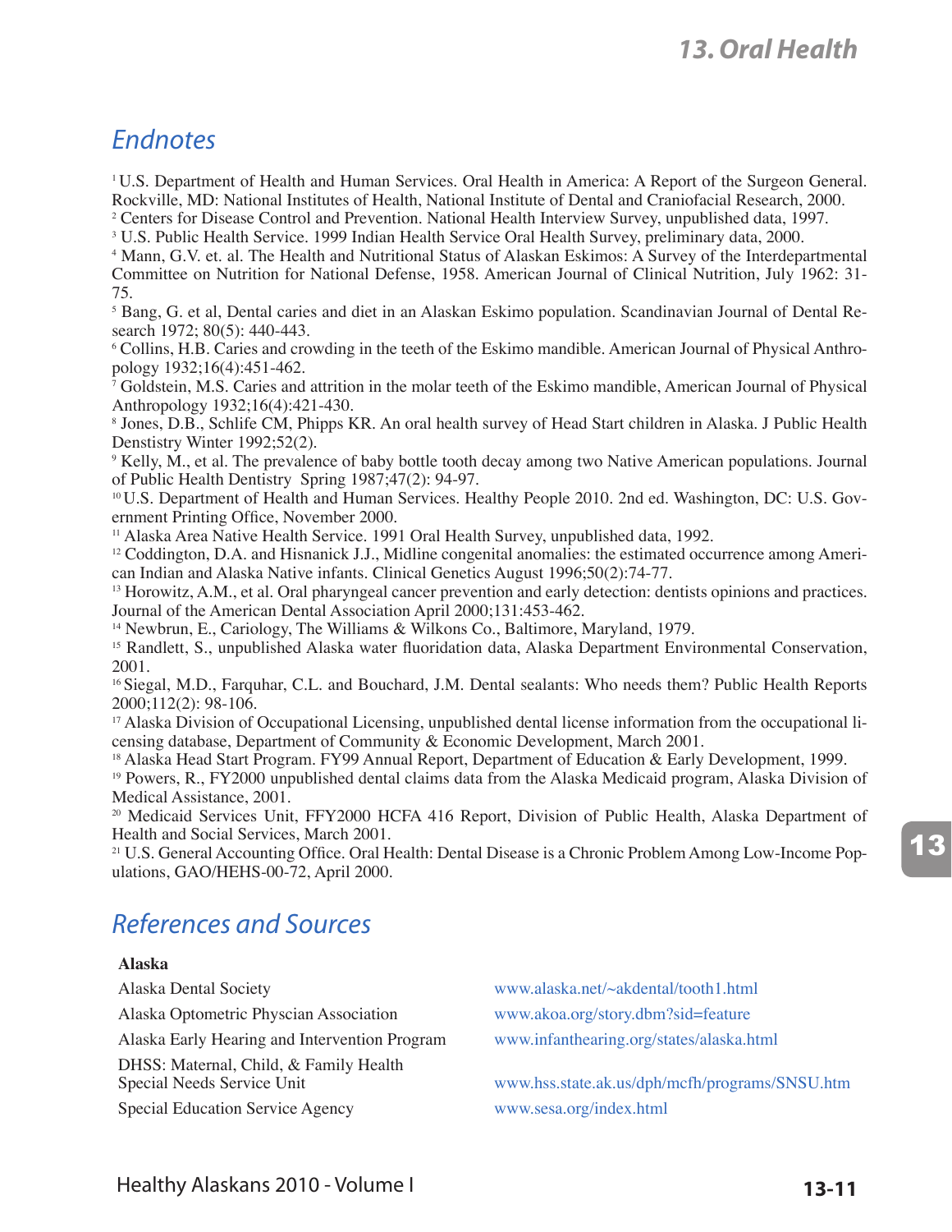## Endnotes

[1] U.S. Department of Health and Human Services. Oral Health in America: A Report of the Surgeon General. Rockville, MD: National Institutes of Health, National Institute of Dental and Craniofacial Research, 2000.
[2] Centers for Disease Control and Prevention. National Health Interview Survey, unpublished data, 1997.
[3] U.S. Public Health Service. 1999 Indian Health Service Oral Health Survey, preliminary data, 2000.
[4] Mann, G.V. et. al. The Health and Nutritional Status of Alaskan Eskimos: A Survey of the Interdepartmental Committee on Nutrition for National Defense, 1958. American Journal of Clinical Nutrition, July 1962: 31-75.
[5] Bang, G. et al, Dental caries and diet in an Alaskan Eskimo population. Scandinavian Journal of Dental Research 1972; 80(5): 440-443.
[6] Collins, H.B. Caries and crowding in the teeth of the Eskimo mandible. American Journal of Physical Anthropology 1932;16(4):451-462.
[7] Goldstein, M.S. Caries and attrition in the molar teeth of the Eskimo mandible, American Journal of Physical Anthropology 1932;16(4):421-430.
[8] Jones, D.B., Schlife CM, Phipps KR. An oral health survey of Head Start children in Alaska. J Public Health Denstistry Winter 1992;52(2).
[9] Kelly, M., et al. The prevalence of baby bottle tooth decay among two Native American populations. Journal of Public Health Dentistry Spring 1987;47(2): 94-97.
[10] U.S. Department of Health and Human Services. Healthy People 2010. 2nd ed. Washington, DC: U.S. Government Printing Office, November 2000.
[11] Alaska Area Native Health Service. 1991 Oral Health Survey, unpublished data, 1992.
[12] Coddington, D.A. and Hisnanick J.J., Midline congenital anomalies: the estimated occurrence among American Indian and Alaska Native infants. Clinical Genetics August 1996;50(2):74-77.
[13] Horowitz, A.M., et al. Oral pharyngeal cancer prevention and early detection: dentists opinions and practices. Journal of the American Dental Association April 2000;131:453-462.
[14] Newbrun, E., Cariology, The Williams & Wilkons Co., Baltimore, Maryland, 1979.
[15] Randlett, S., unpublished Alaska water fluoridation data, Alaska Department Environmental Conservation, 2001.
[16] Siegal, M.D., Farquhar, C.L. and Bouchard, J.M. Dental sealants: Who needs them? Public Health Reports 2000;112(2): 98-106.
[17] Alaska Division of Occupational Licensing, unpublished dental license information from the occupational licensing database, Department of Community & Economic Development, March 2001.
[18] Alaska Head Start Program. FY99 Annual Report, Department of Education & Early Development, 1999.
[19] Powers, R., FY2000 unpublished dental claims data from the Alaska Medicaid program, Alaska Division of Medical Assistance, 2001.
[20] Medicaid Services Unit, FFY2000 HCFA 416 Report, Division of Public Health, Alaska Department of Health and Social Services, March 2001.
[21] U.S. General Accounting Office. Oral Health: Dental Disease is a Chronic Problem Among Low-Income Populations, GAO/HEHS-00-72, April 2000.

## References and Sources

**Alaska**

| | |
|---|---|
| Alaska Dental Society | www.alaska.net/~akdental/tooth1.html |
| Alaska Optometric Physcian Association | www.akoa.org/story.dbm?sid=feature |
| Alaska Early Hearing and Intervention Program | www.infanthearing.org/states/alaska.html |
| DHSS: Maternal, Child, & Family Health Special Needs Service Unit | www.hss.state.ak.us/dph/mcfh/programs/SNSU.htm |
| Special Education Service Agency | www.sesa.org/index.html |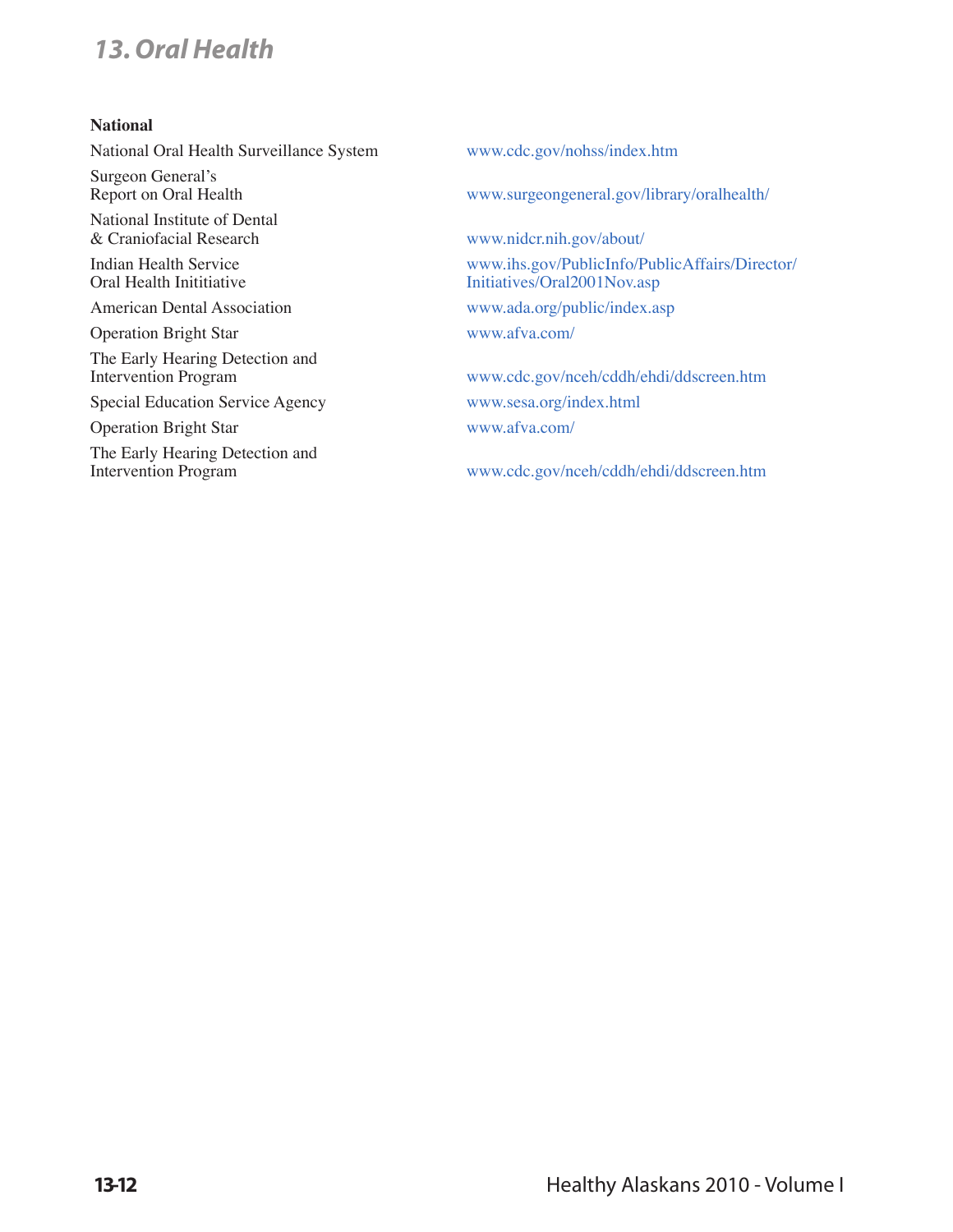**National**

| | |
|---|---|
| National Oral Health Surveillance System | www.cdc.gov/nohss/index.htm |
| Surgeon General's Report on Oral Health | www.surgeongeneral.gov/library/oralhealth/ |
| National Institute of Dental & Craniofacial Research | www.nidcr.nih.gov/about/ |
| Indian Health Service Oral Health Inititiative | www.ihs.gov/PublicInfo/PublicAffairs/Director/Initiatives/Oral2001Nov.asp |
| American Dental Association | www.ada.org/public/index.asp |
| Operation Bright Star | www.afva.com/ |
| The Early Hearing Detection and Intervention Program | www.cdc.gov/nceh/cddh/ehdi/ddscreen.htm |
| Special Education Service Agency | www.sesa.org/index.html |
| Operation Bright Star | www.afva.com/ |
| The Early Hearing Detection and Intervention Program | www.cdc.gov/nceh/cddh/ehdi/ddscreen.htm |